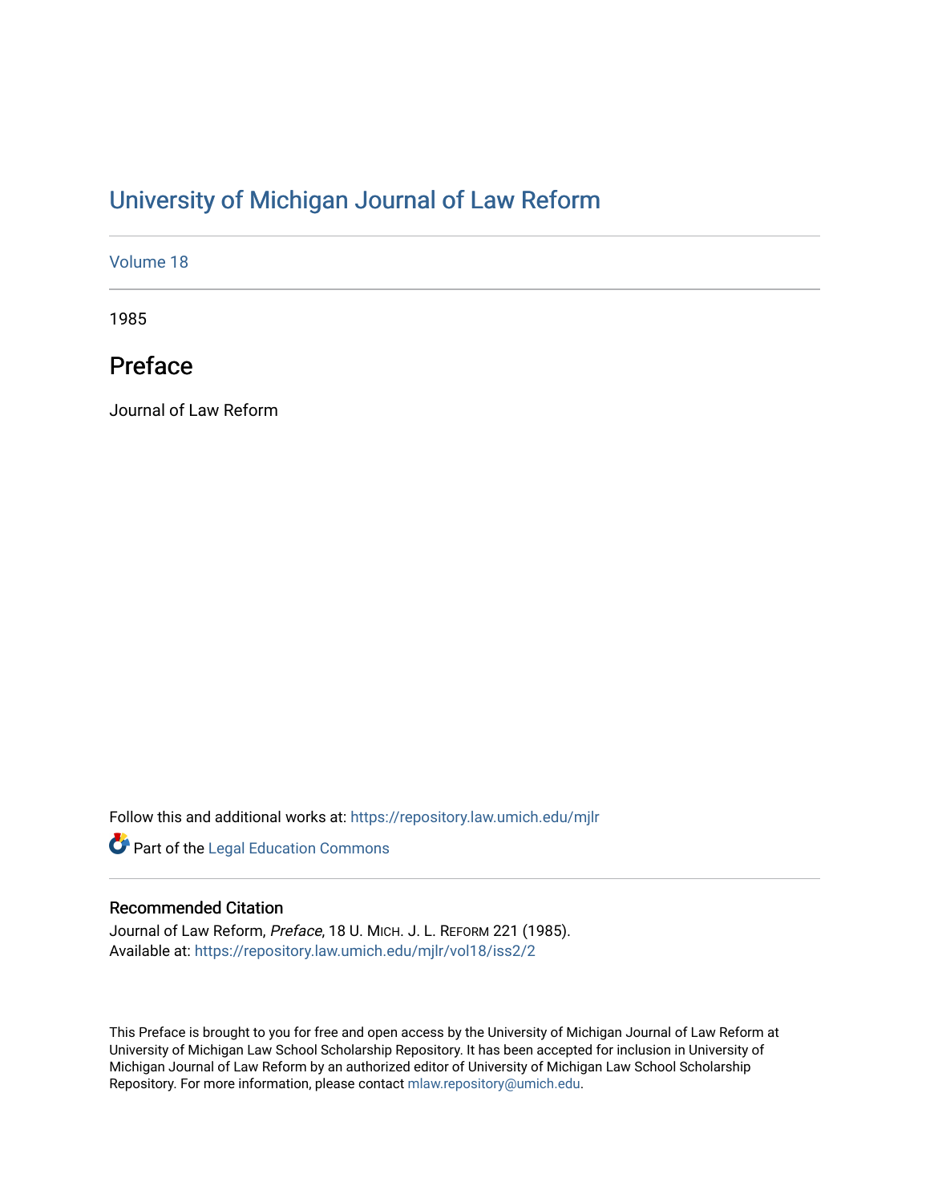# University of Michigan Journal of Law Reform

Volume 18

1985

## Preface

Journal of Law Reform

Follow this and additional works at: https://repository.law.umich.edu/mjlr

Part of the Legal Education Commons

### Recommended Citation

Journal of Law Reform, *Preface*, 18 U. MICH. J. L. REFORM 221 (1985).
Available at: https://repository.law.umich.edu/mjlr/vol18/iss2/2

This Preface is brought to you for free and open access by the University of Michigan Journal of Law Reform at University of Michigan Law School Scholarship Repository. It has been accepted for inclusion in University of Michigan Journal of Law Reform by an authorized editor of University of Michigan Law School Scholarship Repository. For more information, please contact mlaw.repository@umich.edu.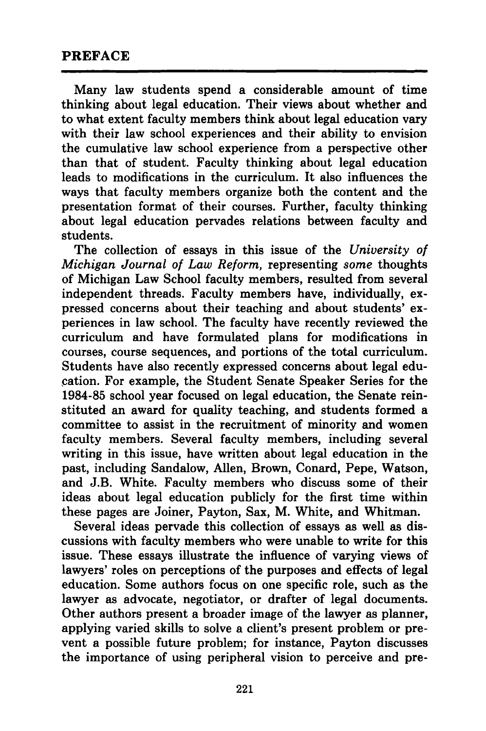## PREFACE

Many law students spend a considerable amount of time thinking about legal education. Their views about whether and to what extent faculty members think about legal education vary with their law school experiences and their ability to envision the cumulative law school experience from a perspective other than that of student. Faculty thinking about legal education leads to modifications in the curriculum. It also influences the ways that faculty members organize both the content and the presentation format of their courses. Further, faculty thinking about legal education pervades relations between faculty and students.

The collection of essays in this issue of the *University of Michigan Journal of Law Reform,* representing *some* thoughts of Michigan Law School faculty members, resulted from several independent threads. Faculty members have, individually, expressed concerns about their teaching and about students' experiences in law school. The faculty have recently reviewed the curriculum and have formulated plans for modifications in courses, course sequences, and portions of the total curriculum. Students have also recently expressed concerns about legal education. For example, the Student Senate Speaker Series for the 1984-85 school year focused on legal education, the Senate reinstituted an award for quality teaching, and students formed a committee to assist in the recruitment of minority and women faculty members. Several faculty members, including several writing in this issue, have written about legal education in the past, including Sandalow, Allen, Brown, Conard, Pepe, Watson, and J.B. White. Faculty members who discuss some of their ideas about legal education publicly for the first time within these pages are Joiner, Payton, Sax, M. White, and Whitman.

Several ideas pervade this collection of essays as well as discussions with faculty members who were unable to write for this issue. These essays illustrate the influence of varying views of lawyers' roles on perceptions of the purposes and effects of legal education. Some authors focus on one specific role, such as the lawyer as advocate, negotiator, or drafter of legal documents. Other authors present a broader image of the lawyer as planner, applying varied skills to solve a client's present problem or prevent a possible future problem; for instance, Payton discusses the importance of using peripheral vision to perceive and pre-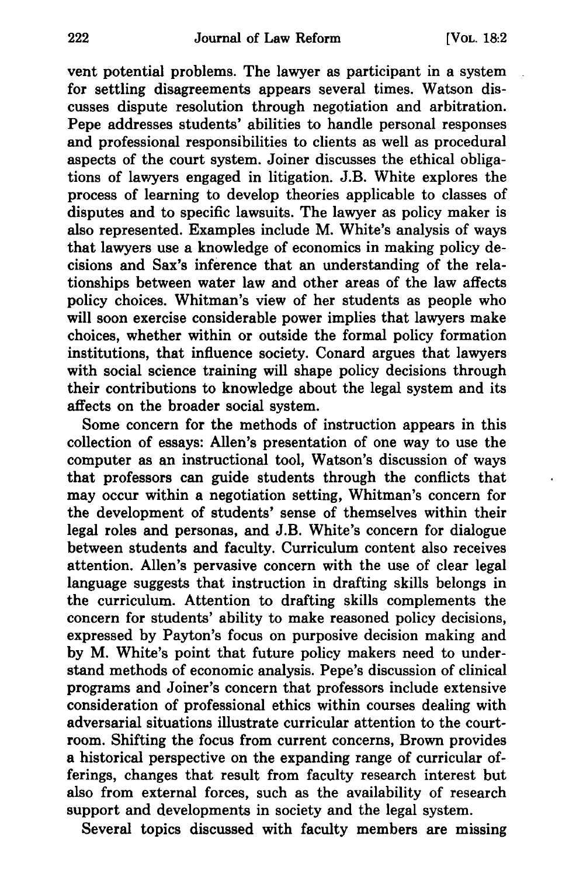vent potential problems. The lawyer as participant in a system for settling disagreements appears several times. Watson discusses dispute resolution through negotiation and arbitration. Pepe addresses students' abilities to handle personal responses and professional responsibilities to clients as well as procedural aspects of the court system. Joiner discusses the ethical obligations of lawyers engaged in litigation. J.B. White explores the process of learning to develop theories applicable to classes of disputes and to specific lawsuits. The lawyer as policy maker is also represented. Examples include M. White's analysis of ways that lawyers use a knowledge of economics in making policy decisions and Sax's inference that an understanding of the relationships between water law and other areas of the law affects policy choices. Whitman's view of her students as people who will soon exercise considerable power implies that lawyers make choices, whether within or outside the formal policy formation institutions, that influence society. Conard argues that lawyers with social science training will shape policy decisions through their contributions to knowledge about the legal system and its affects on the broader social system.

Some concern for the methods of instruction appears in this collection of essays: Allen's presentation of one way to use the computer as an instructional tool, Watson's discussion of ways that professors can guide students through the conflicts that may occur within a negotiation setting, Whitman's concern for the development of students' sense of themselves within their legal roles and personas, and J.B. White's concern for dialogue between students and faculty. Curriculum content also receives attention. Allen's pervasive concern with the use of clear legal language suggests that instruction in drafting skills belongs in the curriculum. Attention to drafting skills complements the concern for students' ability to make reasoned policy decisions, expressed by Payton's focus on purposive decision making and by M. White's point that future policy makers need to understand methods of economic analysis. Pepe's discussion of clinical programs and Joiner's concern that professors include extensive consideration of professional ethics within courses dealing with adversarial situations illustrate curricular attention to the courtroom. Shifting the focus from current concerns, Brown provides a historical perspective on the expanding range of curricular offerings, changes that result from faculty research interest but also from external forces, such as the availability of research support and developments in society and the legal system.

Several topics discussed with faculty members are missing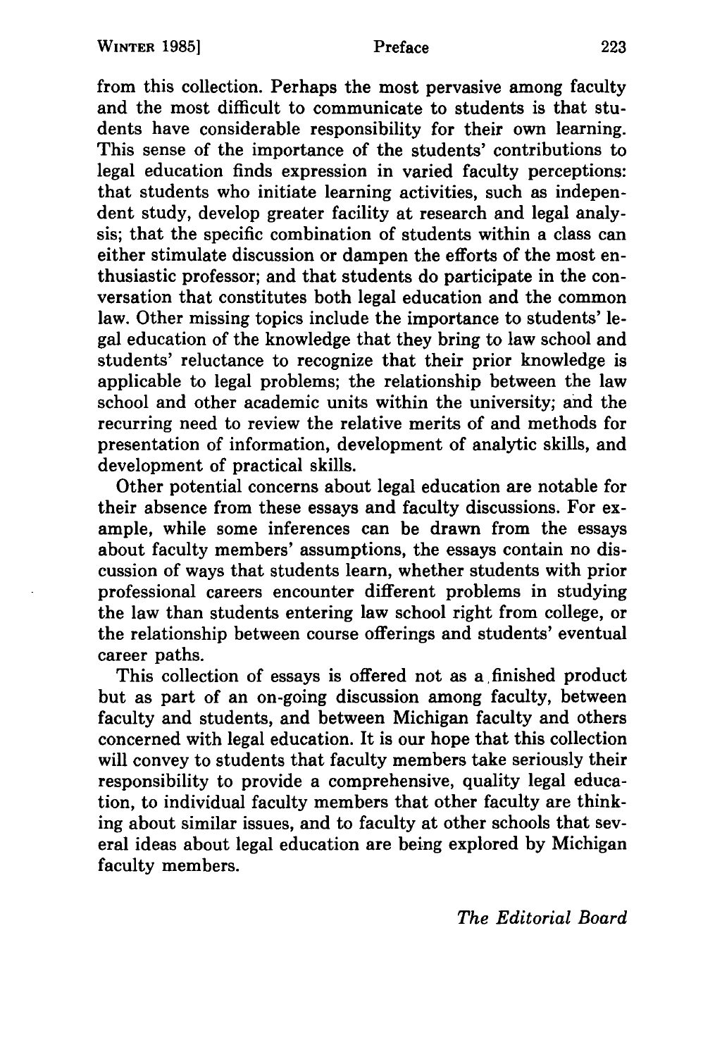from this collection. Perhaps the most pervasive among faculty and the most difficult to communicate to students is that students have considerable responsibility for their own learning. This sense of the importance of the students' contributions to legal education finds expression in varied faculty perceptions: that students who initiate learning activities, such as independent study, develop greater facility at research and legal analysis; that the specific combination of students within a class can either stimulate discussion or dampen the efforts of the most enthusiastic professor; and that students do participate in the conversation that constitutes both legal education and the common law. Other missing topics include the importance to students' legal education of the knowledge that they bring to law school and students' reluctance to recognize that their prior knowledge is applicable to legal problems; the relationship between the law school and other academic units within the university; and the recurring need to review the relative merits of and methods for presentation of information, development of analytic skills, and development of practical skills.

Other potential concerns about legal education are notable for their absence from these essays and faculty discussions. For example, while some inferences can be drawn from the essays about faculty members' assumptions, the essays contain no discussion of ways that students learn, whether students with prior professional careers encounter different problems in studying the law than students entering law school right from college, or the relationship between course offerings and students' eventual career paths.

This collection of essays is offered not as a finished product but as part of an on-going discussion among faculty, between faculty and students, and between Michigan faculty and others concerned with legal education. It is our hope that this collection will convey to students that faculty members take seriously their responsibility to provide a comprehensive, quality legal education, to individual faculty members that other faculty are thinking about similar issues, and to faculty at other schools that several ideas about legal education are being explored by Michigan faculty members.

*The Editorial Board*